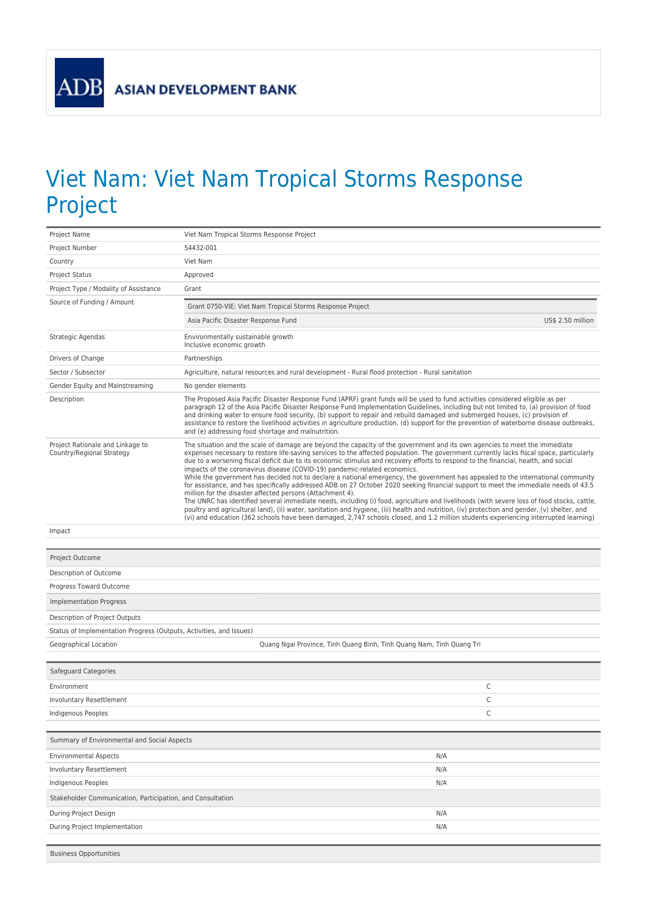ADB ASIAN DEVELOPMENT BANK

# Viet Nam: Viet Nam Tropical Storms Response Project

| | |
|---|---|
| Project Name | Viet Nam Tropical Storms Response Project |
| Project Number | 54432-001 |
| Country | Viet Nam |
| Project Status | Approved |
| Project Type / Modality of Assistance | Grant |
| Source of Funding / Amount | Grant 0750-VIE: Viet Nam Tropical Storms Response Project<br>Asia Pacific Disaster Response Fund — US$ 2.50 million |
| Strategic Agendas | Environmentally sustainable growth<br>Inclusive economic growth |
| Drivers of Change | Partnerships |
| Sector / Subsector | Agriculture, natural resources and rural development - Rural flood protection - Rural sanitation |
| Gender Equity and Mainstreaming | No gender elements |
| Description | The Proposed Asia Pacific Disaster Response Fund (APRF) grant funds will be used to fund activities considered eligible as per paragraph 12 of the Asia Pacific Disaster Response Fund Implementation Guidelines, including but not limited to, (a) provision of food and drinking water to ensure food security, (b) support to repair and rebuild damaged and submerged houses, (c) provision of assistance to restore the livelihood activities in agriculture production, (d) support for the prevention of waterborne disease outbreaks, and (e) addressing food shortage and malnutrition. |
| Project Rationale and Linkage to Country/Regional Strategy | The situation and the scale of damage are beyond the capacity of the government and its own agencies to meet the immediate expenses necessary to restore life-saving services to the affected population. The government currently lacks fiscal space, particularly due to a worsening fiscal deficit due to its economic stimulus and recovery efforts to respond to the financial, health, and social impacts of the coronavirus disease (COVID-19) pandemic-related economics.<br>While the government has decided not to declare a national emergency, the government has appealed to the international community for assistance, and has specifically addressed ADB on 27 October 2020 seeking financial support to meet the immediate needs of 43.5 million for the disaster affected persons (Attachment 4).<br>The UNRC has identified several immediate needs, including (i) food, agriculture and livelihoods (with severe loss of food stocks, cattle, poultry and agricultural land), (ii) water, sanitation and hygiene, (iii) health and nutrition, (iv) protection and gender, (v) shelter, and (vi) and education (362 schools have been damaged, 2,747 schools closed, and 1.2 million students experiencing interrupted learning) |
| Impact | |

| Project Outcome | |
|---|---|
| Description of Outcome | |
| Progress Toward Outcome | |
| **Implementation Progress** | |
| Description of Project Outputs | |
| Status of Implementation Progress (Outputs, Activities, and Issues) | |
| Geographical Location | Quang Ngai Province, Tinh Quang Binh, Tinh Quang Nam, Tinh Quang Tri |

| Safeguard Categories | |
|---|---|
| Environment | C |
| Involuntary Resettlement | C |
| Indigenous Peoples | C |

| Summary of Environmental and Social Aspects | |
|---|---|
| Environmental Aspects | N/A |
| Involuntary Resettlement | N/A |
| Indigenous Peoples | N/A |
| **Stakeholder Communication, Participation, and Consultation** | |
| During Project Design | N/A |
| During Project Implementation | N/A |

| Business Opportunities |
|---|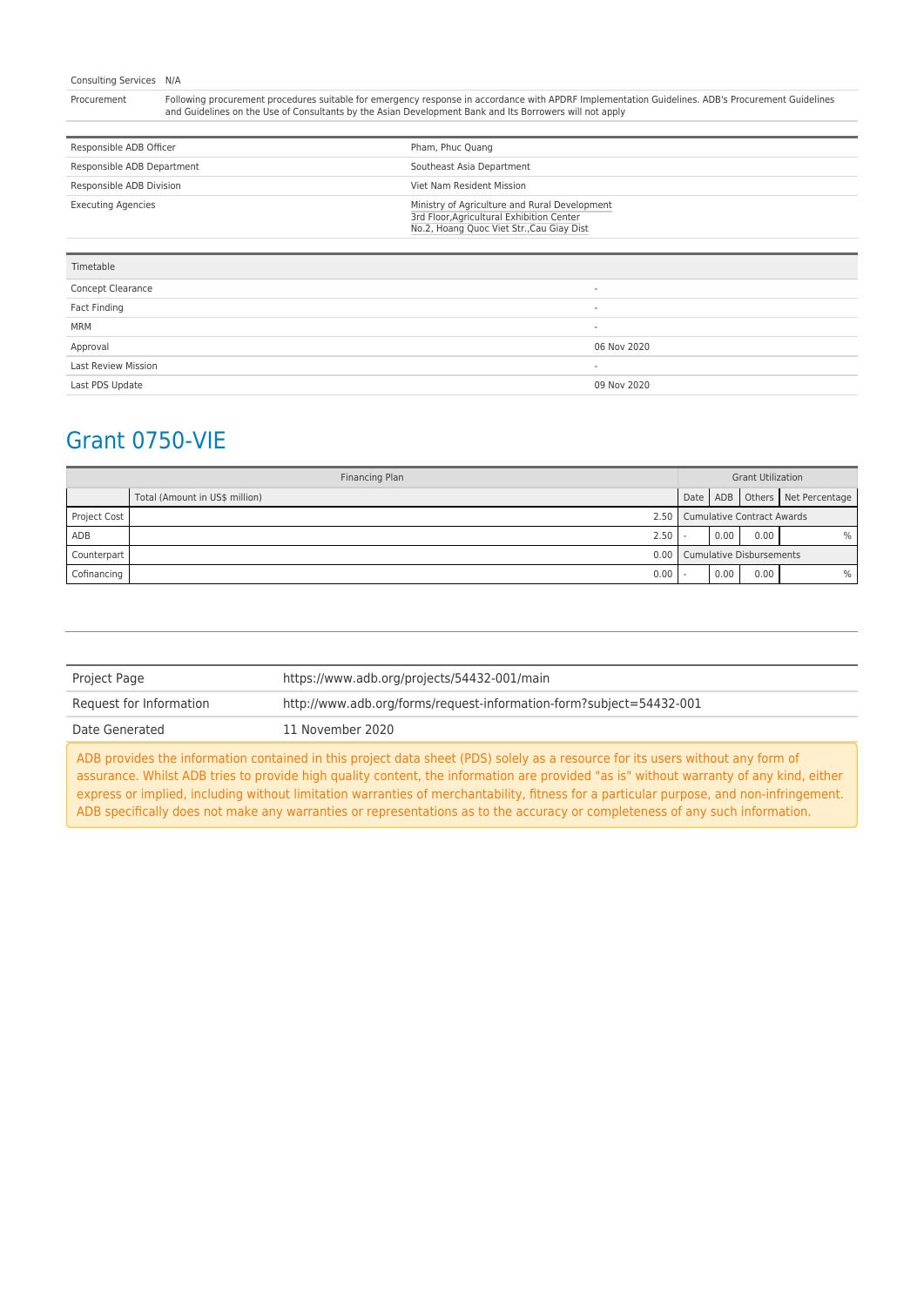| | |
|---|---|
| Consulting Services | N/A |
| Procurement | Following procurement procedures suitable for emergency response in accordance with APDRF Implementation Guidelines. ADB's Procurement Guidelines and Guidelines on the Use of Consultants by the Asian Development Bank and Its Borrowers will not apply |

| | |
|---|---|
| Responsible ADB Officer | Pham, Phuc Quang |
| Responsible ADB Department | Southeast Asia Department |
| Responsible ADB Division | Viet Nam Resident Mission |
| Executing Agencies | Ministry of Agriculture and Rural Development<br>3rd Floor,Agricultural Exhibition Center<br>No.2, Hoang Quoc Viet Str.,Cau Giay Dist |

| Timetable | |
|---|---|
| Concept Clearance | - |
| Fact Finding | - |
| MRM | - |
| Approval | 06 Nov 2020 |
| Last Review Mission | - |
| Last PDS Update | 09 Nov 2020 |

## Grant 0750-VIE

| Financing Plan | | Grant Utilization | | | |
|---|---|---|---|---|---|
| | Total (Amount in US$ million) | Date | ADB | Others | Net Percentage |
| Project Cost | 2.50 | Cumulative Contract Awards | | | |
| ADB | 2.50 | - | 0.00 | 0.00 | % |
| Counterpart | 0.00 | Cumulative Disbursements | | | |
| Cofinancing | 0.00 | - | 0.00 | 0.00 | % |

| | |
|---|---|
| Project Page | https://www.adb.org/projects/54432-001/main |
| Request for Information | http://www.adb.org/forms/request-information-form?subject=54432-001 |
| Date Generated | 11 November 2020 |

ADB provides the information contained in this project data sheet (PDS) solely as a resource for its users without any form of assurance. Whilst ADB tries to provide high quality content, the information are provided "as is" without warranty of any kind, either express or implied, including without limitation warranties of merchantability, fitness for a particular purpose, and non-infringement. ADB specifically does not make any warranties or representations as to the accuracy or completeness of any such information.